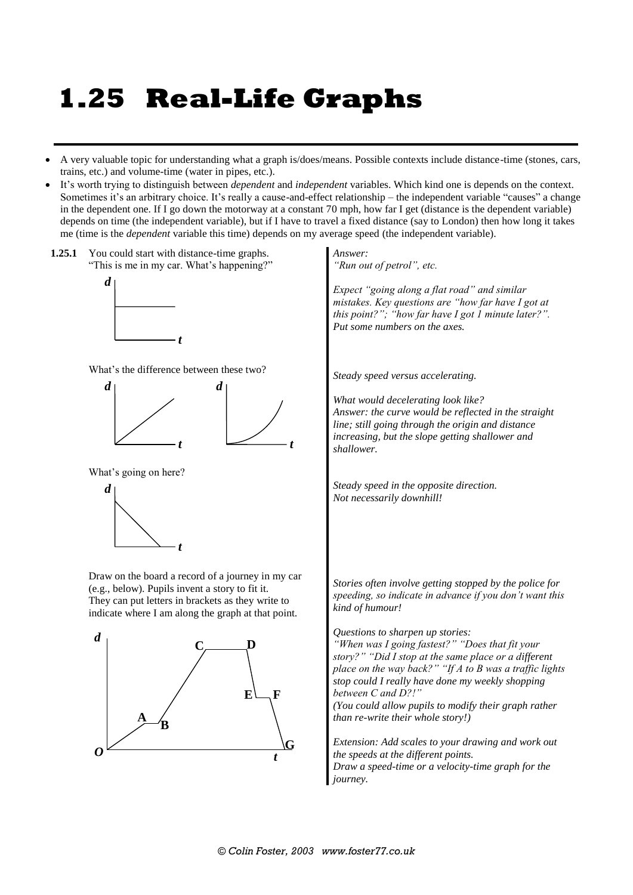# 1.25 Real-Life Graphs

- A very valuable topic for understanding what a graph is/does/means. Possible contexts include distance-time (stones, cars, trains, etc.) and volume-time (water in pipes, etc.).
- It's worth trying to distinguish between *dependent* and *independent* variables. Which kind one is depends on the context. Sometimes it's an arbitrary choice. It's really a cause-and-effect relationship – the independent variable "causes" a change in the dependent one. If I go down the motorway at a constant 70 mph, how far I get (distance is the dependent variable) depends on time (the independent variable), but if I have to travel a fixed distance (say to London) then how long it takes me (time is the *dependent* variable this time) depends on my average speed (the independent variable).

**1.25.1** You could start with distance-time graphs. "This is me in my car. What's happening?"

*Answer:*
*"Run out of petrol", etc.*

*Expect "going along a flat road" and similar mistakes. Key questions are "how far have I got at this point?"; "how far have I got 1 minute later?". Put some numbers on the axes.*

What's the difference between these two?

*Steady speed versus accelerating.*

*What would decelerating look like?*
*Answer: the curve would be reflected in the straight line; still going through the origin and distance increasing, but the slope getting shallower and shallower.*

What's going on here?

*Steady speed in the opposite direction.*
*Not necessarily downhill!*

Draw on the board a record of a journey in my car (e.g., below). Pupils invent a story to fit it. They can put letters in brackets as they write to indicate where I am along the graph at that point.

*Stories often involve getting stopped by the police for speeding, so indicate in advance if you don't want this kind of humour!*

*Questions to sharpen up stories:*
*"When was I going fastest?" "Does that fit your story?" "Did I stop at the same place or a different place on the way back?" "If A to B was a traffic lights stop could I really have done my weekly shopping between C and D?!"*
*(You could allow pupils to modify their graph rather than re-write their whole story!)*

*Extension: Add scales to your drawing and work out the speeds at the different points.*
*Draw a speed-time or a velocity-time graph for the journey.*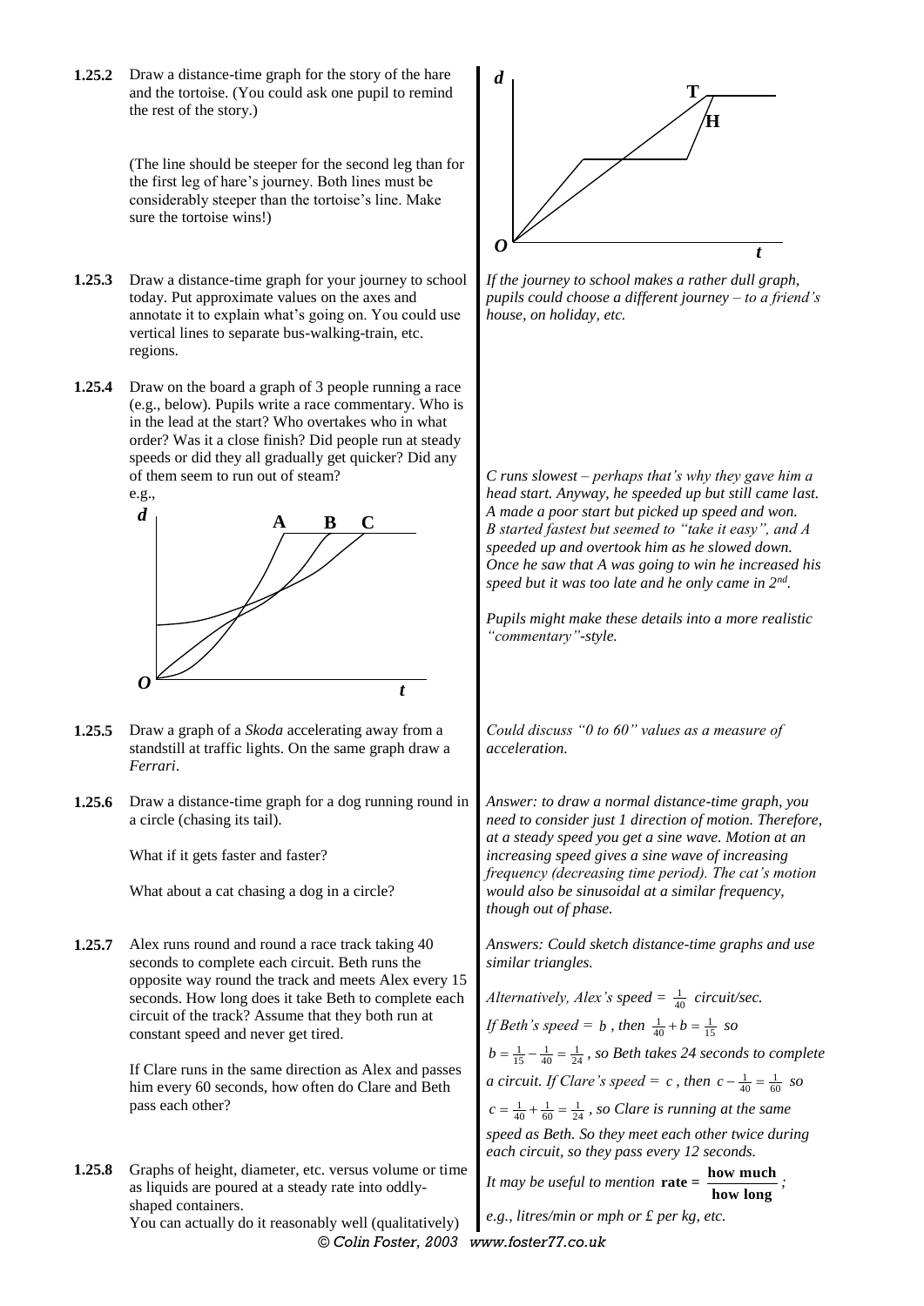**1.25.2** Draw a distance-time graph for the story of the hare and the tortoise. (You could ask one pupil to remind the rest of the story.)

(The line should be steeper for the second leg than for the first leg of hare's journey. Both lines must be considerably steeper than the tortoise's line. Make sure the tortoise wins!)

**1.25.3** Draw a distance-time graph for your journey to school today. Put approximate values on the axes and annotate it to explain what's going on. You could use vertical lines to separate bus-walking-train, etc. regions.

*If the journey to school makes a rather dull graph, pupils could choose a different journey – to a friend's house, on holiday, etc.*

**1.25.4** Draw on the board a graph of 3 people running a race (e.g., below). Pupils write a race commentary. Who is in the lead at the start? Who overtakes who in what order? Was it a close finish? Did people run at steady speeds or did they all gradually get quicker? Did any of them seem to run out of steam?

e.g.,

*C runs slowest – perhaps that's why they gave him a head start. Anyway, he speeded up but still came last. A made a poor start but picked up speed and won. B started fastest but seemed to "take it easy", and A speeded up and overtook him as he slowed down. Once he saw that A was going to win he increased his speed but it was too late and he only came in 2nd.*

*Pupils might make these details into a more realistic "commentary"-style.*

**1.25.5** Draw a graph of a *Skoda* accelerating away from a standstill at traffic lights. On the same graph draw a *Ferrari*.

*Could discuss "0 to 60" values as a measure of acceleration.*

**1.25.6** Draw a distance-time graph for a dog running round in a circle (chasing its tail).

What if it gets faster and faster?

What about a cat chasing a dog in a circle?

*Answer: to draw a normal distance-time graph, you need to consider just 1 direction of motion. Therefore, at a steady speed you get a sine wave. Motion at an increasing speed gives a sine wave of increasing frequency (decreasing time period). The cat's motion would also be sinusoidal at a similar frequency, though out of phase.*

**1.25.7** Alex runs round and round a race track taking 40 seconds to complete each circuit. Beth runs the opposite way round the track and meets Alex every 15 seconds. How long does it take Beth to complete each circuit of the track? Assume that they both run at constant speed and never get tired.

If Clare runs in the same direction as Alex and passes him every 60 seconds, how often do Clare and Beth pass each other?

*Answers: Could sketch distance-time graphs and use similar triangles.*

*Alternatively, Alex's speed =* $\frac{1}{40}$ *circuit/sec.*

*If Beth's speed =* $b$*, then* $\frac{1}{40}+b=\frac{1}{15}$ *so*

$b=\frac{1}{15}-\frac{1}{40}=\frac{1}{24}$*, so Beth takes 24 seconds to complete a circuit. If Clare's speed =* $c$*, then* $c-\frac{1}{40}=\frac{1}{60}$ *so*

$c=\frac{1}{40}+\frac{1}{60}=\frac{1}{24}$*, so Clare is running at the same speed as Beth. So they meet each other twice during each circuit, so they pass every 12 seconds.*

**1.25.8** Graphs of height, diameter, etc. versus volume or time as liquids are poured at a steady rate into oddly-shaped containers.

You can actually do it reasonably well (qualitatively)

*It may be useful to mention* $\textbf{rate} = \dfrac{\textbf{how much}}{\textbf{how long}}$*;*

*e.g., litres/min or mph or £ per kg, etc.*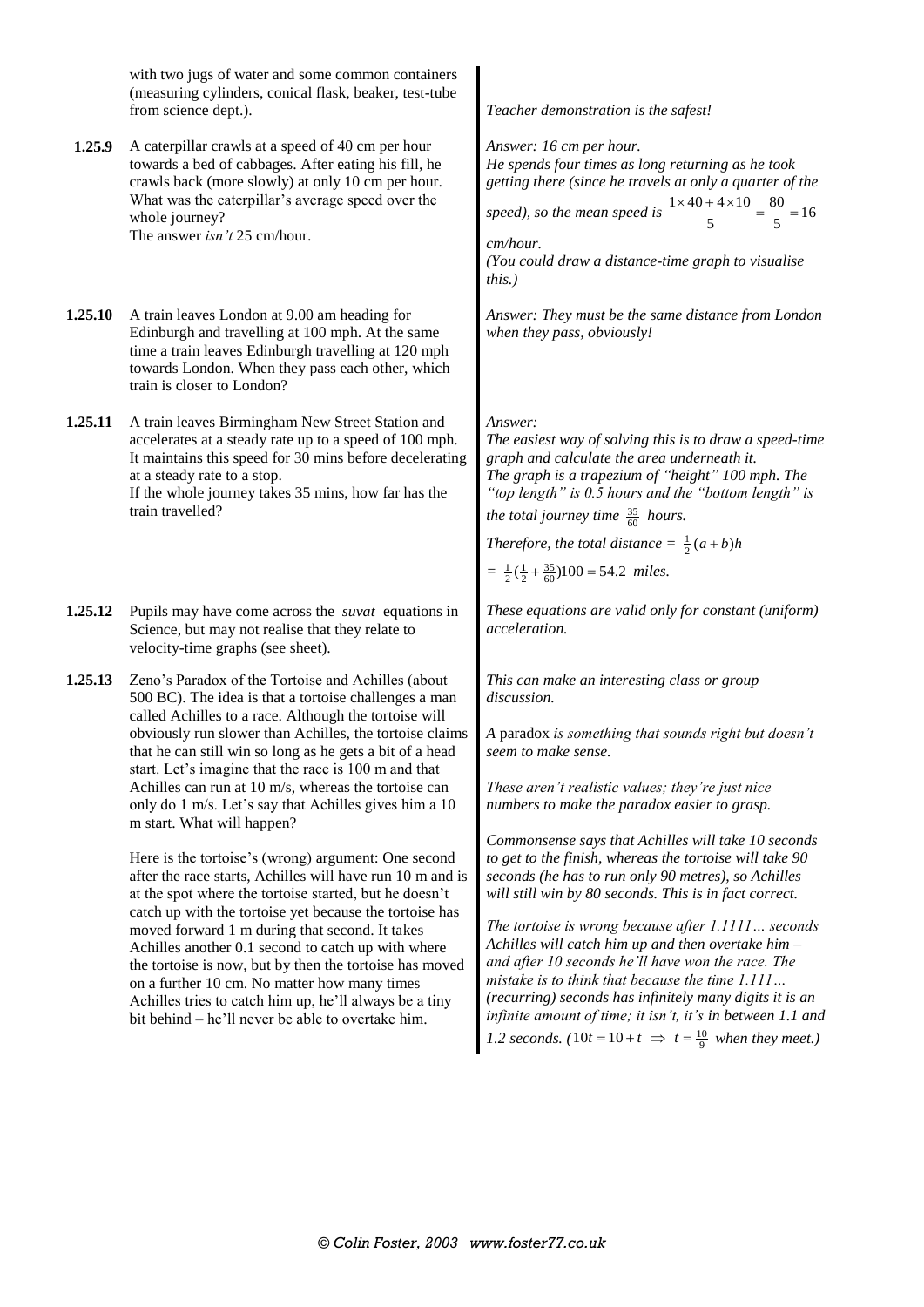with two jugs of water and some common containers (measuring cylinders, conical flask, beaker, test-tube from science dept.).

*Teacher demonstration is the safest!*

**1.25.9** A caterpillar crawls at a speed of 40 cm per hour towards a bed of cabbages. After eating his fill, he crawls back (more slowly) at only 10 cm per hour. What was the caterpillar's average speed over the whole journey?
The answer *isn't* 25 cm/hour.

*Answer: 16 cm per hour.*
*He spends four times as long returning as he took getting there (since he travels at only a quarter of the speed), so the mean speed is* $\frac{1 \times 40 + 4 \times 10}{5} = \frac{80}{5} = 16$ *cm/hour.*
*(You could draw a distance-time graph to visualise this.)*

**1.25.10** A train leaves London at 9.00 am heading for Edinburgh and travelling at 100 mph. At the same time a train leaves Edinburgh travelling at 120 mph towards London. When they pass each other, which train is closer to London?

*Answer: They must be the same distance from London when they pass, obviously!*

**1.25.11** A train leaves Birmingham New Street Station and accelerates at a steady rate up to a speed of 100 mph. It maintains this speed for 30 mins before decelerating at a steady rate to a stop.
If the whole journey takes 35 mins, how far has the train travelled?

*Answer:*
*The easiest way of solving this is to draw a speed-time graph and calculate the area underneath it.*
*The graph is a trapezium of "height" 100 mph. The "top length" is 0.5 hours and the "bottom length" is the total journey time* $\frac{35}{60}$ *hours.*
*Therefore, the total distance =* $\frac{1}{2}(a+b)h$
$= \frac{1}{2}(\frac{1}{2} + \frac{35}{60})100 = 54.2$ *miles.*

**1.25.12** Pupils may have come across the *suvat* equations in Science, but may not realise that they relate to velocity-time graphs (see sheet).

*These equations are valid only for constant (uniform) acceleration.*

**1.25.13** Zeno's Paradox of the Tortoise and Achilles (about 500 BC). The idea is that a tortoise challenges a man called Achilles to a race. Although the tortoise will obviously run slower than Achilles, the tortoise claims that he can still win so long as he gets a bit of a head start. Let's imagine that the race is 100 m and that Achilles can run at 10 m/s, whereas the tortoise can only do 1 m/s. Let's say that Achilles gives him a 10 m start. What will happen?

Here is the tortoise's (wrong) argument: One second after the race starts, Achilles will have run 10 m and is at the spot where the tortoise started, but he doesn't catch up with the tortoise yet because the tortoise has moved forward 1 m during that second. It takes Achilles another 0.1 second to catch up with where the tortoise is now, but by then the tortoise has moved on a further 10 cm. No matter how many times Achilles tries to catch him up, he'll always be a tiny bit behind – he'll never be able to overtake him.

*This can make an interesting class or group discussion.*

A paradox *is something that sounds right but doesn't seem to make sense.*

*These aren't realistic values; they're just nice numbers to make the paradox easier to grasp.*

*Commonsense says that Achilles will take 10 seconds to get to the finish, whereas the tortoise will take 90 seconds (he has to run only 90 metres), so Achilles will still win by 80 seconds. This is in fact correct.*

*The tortoise is wrong because after 1.1111… seconds Achilles will catch him up and then overtake him – and after 10 seconds he'll have won the race. The mistake is to think that because the time 1.111… (recurring) seconds has infinitely many digits it is an infinite amount of time; it isn't, it's in between 1.1 and 1.2 seconds.* ($10t = 10 + t \Rightarrow t = \frac{10}{9}$ *when they meet.)*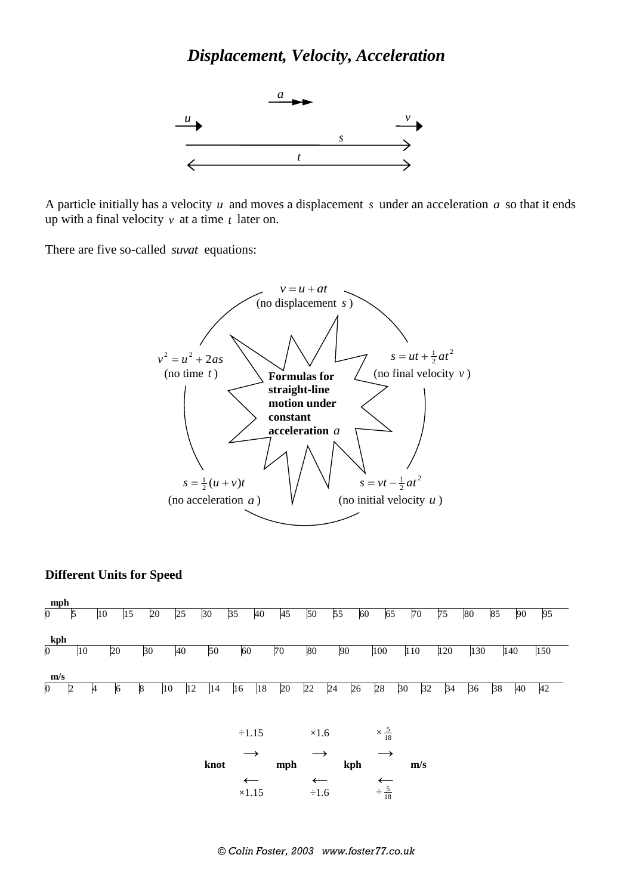# *Displacement, Velocity, Acceleration*

$a$

$u$ $v$

$s$

$t$

A particle initially has a velocity $u$ and moves a displacement $s$ under an acceleration $a$ so that it ends up with a final velocity $v$ at a time $t$ later on.

There are five so-called *suvat* equations:

**Formulas for straight-line motion under constant acceleration $a$**

$v = u + at$
(no displacement $s$)

$s = ut + \frac{1}{2}at^2$
(no final velocity $v$)

$s = vt - \frac{1}{2}at^2$
(no initial velocity $u$)

$s = \frac{1}{2}(u+v)t$
(no acceleration $a$)

$v^2 = u^2 + 2as$
(no time $t$)

**Different Units for Speed**

**mph**
0 5 10 15 20 25 30 35 40 45 50 55 60 65 70 75 80 85 90 95

**kph**
0 10 20 30 40 50 60 70 80 90 100 110 120 130 140 150

**m/s**
0 2 4 6 8 10 12 14 16 18 20 22 24 26 28 30 32 34 36 38 40 42

| | | | | | | |
|---|---|---|---|---|---|---|
| | $\div 1.15$ $\rightarrow$ | | $\times 1.6$ $\rightarrow$ | | $\times \frac{5}{18}$ $\rightarrow$ | |
| **knot** | | **mph** | | **kph** | | **m/s** |
| | $\leftarrow$ $\times 1.15$ | | $\leftarrow$ $\div 1.6$ | | $\leftarrow$ $\div \frac{5}{18}$ | |

© Colin Foster, 2003 www.foster77.co.uk